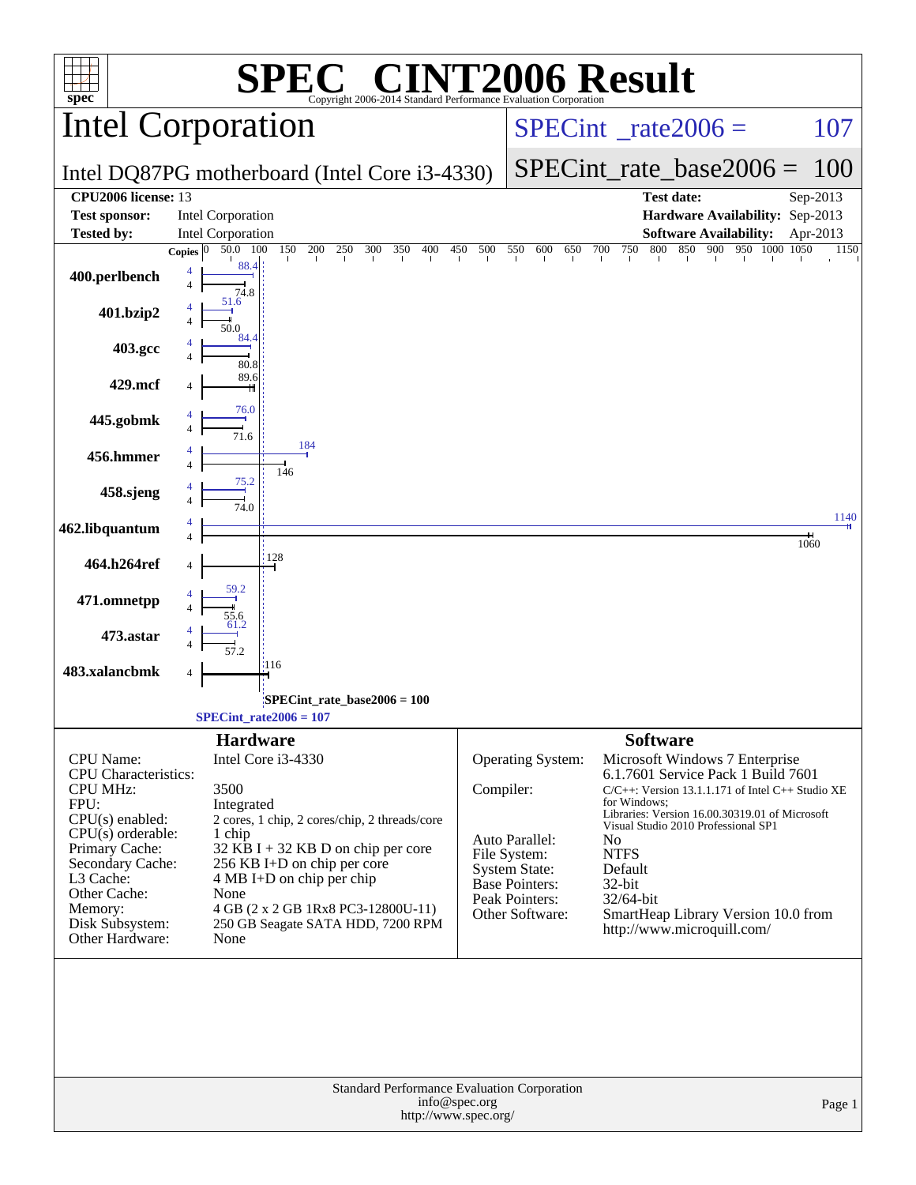# SPEC® CINT2006 Result

Copyright 2006-2014 Standard Performance Evaluation Corporation

## Intel Corporation

**Intel DQ87PG motherboard (Intel Core i3-4330)**

SPECint_rate2006 = 107

SPECint_rate_base2006 = 100

| | | | |
|---|---|---|---|
| **CPU2006 license:** | 13 | **Test date:** | Sep-2013 |
| **Test sponsor:** | Intel Corporation | **Hardware Availability:** | Sep-2013 |
| **Tested by:** | Intel Corporation | **Software Availability:** | Apr-2013 |

| Benchmark | Copies (peak) | Peak | Copies (base) | Base |
|---|---|---|---|---|
| 400.perlbench | 4 | 88.4 | 4 | 74.8 |
| 401.bzip2 | 4 | 51.6 | 4 | 50.0 |
| 403.gcc | 4 | 84.4 | 4 | 80.8 |
| 429.mcf | | | 4 | 89.6 |
| 445.gobmk | 4 | 76.0 | 4 | 71.6 |
| 456.hmmer | 4 | 184 | 4 | 146 |
| 458.sjeng | 4 | 75.2 | 4 | 74.0 |
| 462.libquantum | 4 | 1140 | 4 | 1060 |
| 464.h264ref | | | 4 | 128 |
| 471.omnetpp | 4 | 59.2 | 4 | 55.6 |
| 473.astar | 4 | 61.2 | 4 | 57.2 |
| 483.xalancbmk | | | 4 | 116 |

SPECint_rate_base2006 = 100

SPECint_rate2006 = 107

## Hardware

| | |
|---|---|
| CPU Name: | Intel Core i3-4330 |
| CPU Characteristics: | |
| CPU MHz: | 3500 |
| FPU: | Integrated |
| CPU(s) enabled: | 2 cores, 1 chip, 2 cores/chip, 2 threads/core |
| CPU(s) orderable: | 1 chip |
| Primary Cache: | 32 KB I + 32 KB D on chip per core |
| Secondary Cache: | 256 KB I+D on chip per core |
| L3 Cache: | 4 MB I+D on chip per chip |
| Other Cache: | None |
| Memory: | 4 GB (2 x 2 GB 1Rx8 PC3-12800U-11) |
| Disk Subsystem: | 250 GB Seagate SATA HDD, 7200 RPM |
| Other Hardware: | None |

## Software

| | |
|---|---|
| Operating System: | Microsoft Windows 7 Enterprise 6.1.7601 Service Pack 1 Build 7601 |
| Compiler: | C/C++: Version 13.1.1.171 of Intel C++ Studio XE for Windows; Libraries: Version 16.00.30319.01 of Microsoft Visual Studio 2010 Professional SP1 |
| Auto Parallel: | No |
| File System: | NTFS |
| System State: | Default |
| Base Pointers: | 32-bit |
| Peak Pointers: | 32/64-bit |
| Other Software: | SmartHeap Library Version 10.0 from http://www.microquill.com/ |

Standard Performance Evaluation Corporation
info@spec.org
http://www.spec.org/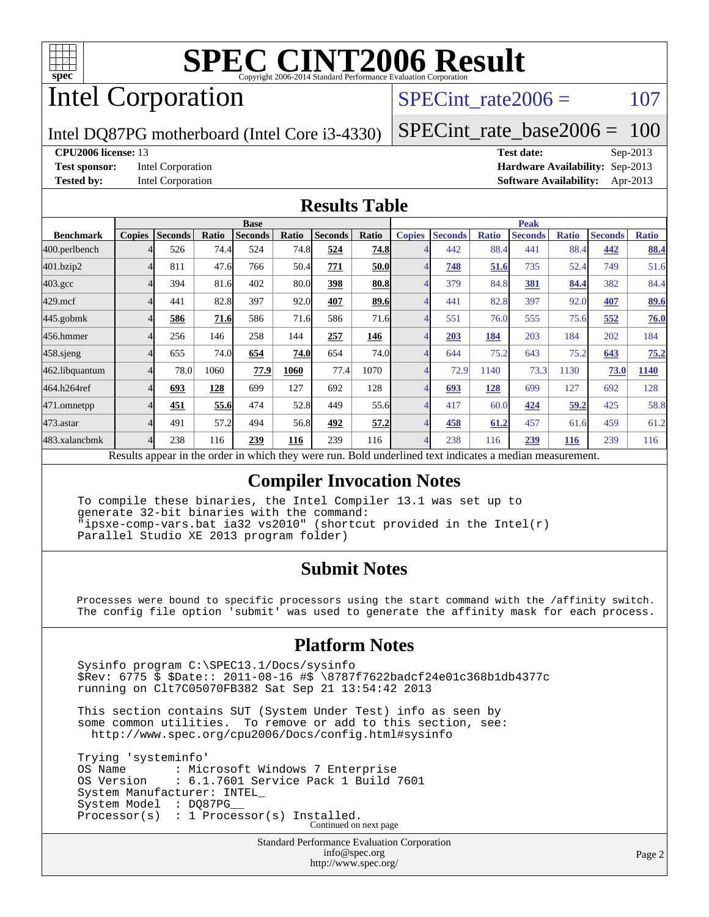# SPEC CINT2006 Result

Copyright 2006-2014 Standard Performance Evaluation Corporation

# Intel Corporation

Intel DQ87PG motherboard (Intel Core i3-4330)

SPECint_rate2006 = 107

SPECint_rate_base2006 = 100

| | | | |
|---|---|---|---|
| **CPU2006 license:** 13 | | **Test date:** | Sep-2013 |
| **Test sponsor:** | Intel Corporation | **Hardware Availability:** | Sep-2013 |
| **Tested by:** | Intel Corporation | **Software Availability:** | Apr-2013 |

## Results Table

| | Base | | | | | | | Peak | | | | | | |
|---|---|---|---|---|---|---|---|---|---|---|---|---|---|---|
| **Benchmark** | **Copies** | **Seconds** | **Ratio** | **Seconds** | **Ratio** | **Seconds** | **Ratio** | **Copies** | **Seconds** | **Ratio** | **Seconds** | **Ratio** | **Seconds** | **Ratio** |
| 400.perlbench | 4 | 526 | 74.4 | 524 | 74.8 | **524** | **74.8** | 4 | 442 | 88.4 | 441 | 88.4 | **442** | **88.4** |
| 401.bzip2 | 4 | 811 | 47.6 | 766 | 50.4 | **771** | **50.0** | 4 | **748** | **51.6** | 735 | 52.4 | 749 | 51.6 |
| 403.gcc | 4 | 394 | 81.6 | 402 | 80.0 | **398** | **80.8** | 4 | 379 | 84.8 | **381** | **84.4** | 382 | 84.4 |
| 429.mcf | 4 | 441 | 82.8 | 397 | 92.0 | **407** | **89.6** | 4 | 441 | 82.8 | 397 | 92.0 | **407** | **89.6** |
| 445.gobmk | 4 | **586** | **71.6** | 586 | 71.6 | 586 | 71.6 | 4 | 551 | 76.0 | 555 | 75.6 | **552** | **76.0** |
| 456.hmmer | 4 | 256 | 146 | 258 | 144 | **257** | **146** | 4 | **203** | **184** | 203 | 184 | 202 | 184 |
| 458.sjeng | 4 | 655 | 74.0 | **654** | **74.0** | 654 | 74.0 | 4 | 644 | 75.2 | 643 | 75.2 | **643** | **75.2** |
| 462.libquantum | 4 | 78.0 | 1060 | **77.9** | **1060** | 77.4 | 1070 | 4 | 72.9 | 1140 | 73.3 | 1130 | **73.0** | **1140** |
| 464.h264ref | 4 | **693** | **128** | 699 | 127 | 692 | 128 | 4 | **693** | **128** | 699 | 127 | 692 | 128 |
| 471.omnetpp | 4 | **451** | **55.6** | 474 | 52.8 | 449 | 55.6 | 4 | 417 | 60.0 | **424** | **59.2** | 425 | 58.8 |
| 473.astar | 4 | 491 | 57.2 | 494 | 56.8 | **492** | **57.2** | 4 | **458** | **61.2** | 457 | 61.6 | 459 | 61.2 |
| 483.xalancbmk | 4 | 238 | 116 | **239** | **116** | 239 | 116 | 4 | 238 | 116 | **239** | **116** | 239 | 116 |

Results appear in the order in which they were run. Bold underlined text indicates a median measurement.

## Compiler Invocation Notes

```
To compile these binaries, the Intel Compiler 13.1 was set up to
generate 32-bit binaries with the command:
"ipsxe-comp-vars.bat ia32 vs2010" (shortcut provided in the Intel(r)
Parallel Studio XE 2013 program folder)
```

## Submit Notes

```
Processes were bound to specific processors using the start command with the /affinity switch.
The config file option 'submit' was used to generate the affinity mask for each process.
```

## Platform Notes

```
Sysinfo program C:\SPEC13.1/Docs/sysinfo
$Rev: 6775 $ $Date:: 2011-08-16 #$ \8787f7622badcf24e01c368b1db4377c
running on Clt7C05070FB382 Sat Sep 21 13:54:42 2013

This section contains SUT (System Under Test) info as seen by
some common utilities.  To remove or add to this section, see:
  http://www.spec.org/cpu2006/Docs/config.html#sysinfo

Trying 'systeminfo'
OS Name        : Microsoft Windows 7 Enterprise
OS Version     : 6.1.7601 Service Pack 1 Build 7601
System Manufacturer: INTEL_
System Model   : DQ87PG__
Processor(s)   : 1 Processor(s) Installed.
```

Continued on next page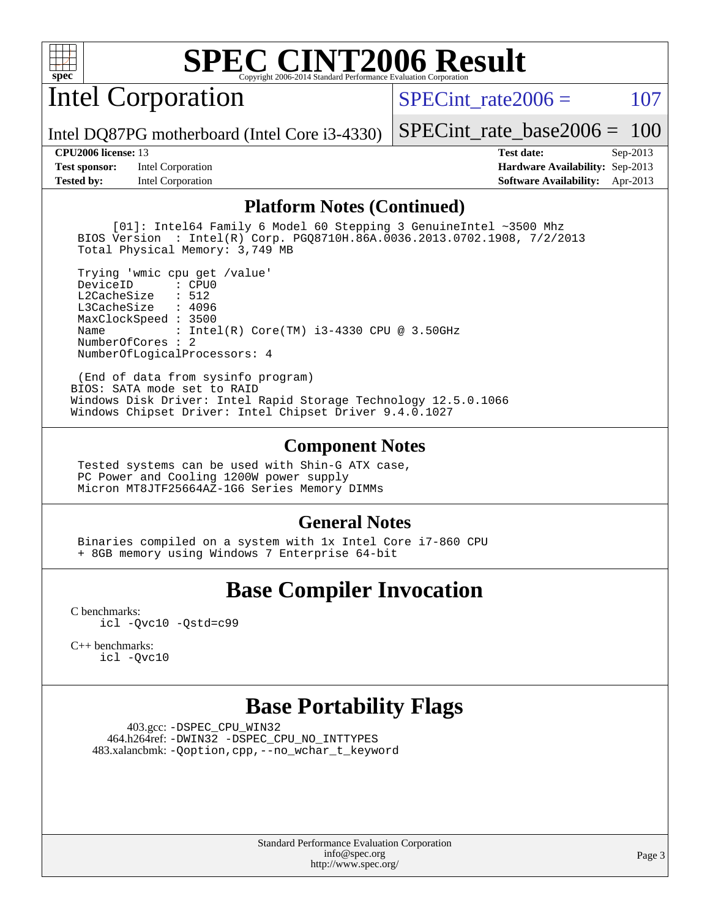# SPEC CINT2006 Result

Copyright 2006-2014 Standard Performance Evaluation Corporation

## Intel Corporation

Intel DQ87PG motherboard (Intel Core i3-4330)

SPECint_rate2006 = 107

SPECint_rate_base2006 = 100

**CPU2006 license:** 13
**Test sponsor:** Intel Corporation
**Tested by:** Intel Corporation

**Test date:** Sep-2013
**Hardware Availability:** Sep-2013
**Software Availability:** Apr-2013

### Platform Notes (Continued)

```
      [01]: Intel64 Family 6 Model 60 Stepping 3 GenuineIntel ~3500 Mhz
  BIOS Version  : Intel(R) Corp. PGQ8710H.86A.0036.2013.0702.1908, 7/2/2013
  Total Physical Memory: 3,749 MB

  Trying 'wmic cpu get /value'
  DeviceID      : CPU0
  L2CacheSize   : 512
  L3CacheSize   : 4096
  MaxClockSpeed : 3500
  Name          : Intel(R) Core(TM) i3-4330 CPU @ 3.50GHz
  NumberOfCores : 2
  NumberOfLogicalProcessors: 4

 (End of data from sysinfo program)
BIOS: SATA mode set to RAID
Windows Disk Driver: Intel Rapid Storage Technology 12.5.0.1066
Windows Chipset Driver: Intel Chipset Driver 9.4.0.1027
```

### Component Notes

```
 Tested systems can be used with Shin-G ATX case,
 PC Power and Cooling 1200W power supply
 Micron MT8JTF25664AZ-1G6 Series Memory DIMMs
```

### General Notes

```
 Binaries compiled on a system with 1x Intel Core i7-860 CPU
 + 8GB memory using Windows 7 Enterprise 64-bit
```

## Base Compiler Invocation

C benchmarks:
```
icl -Qvc10 -Qstd=c99
```

C++ benchmarks:
```
icl -Qvc10
```

## Base Portability Flags

403.gcc: -DSPEC_CPU_WIN32
464.h264ref: -DWIN32 -DSPEC_CPU_NO_INTTYPES
483.xalancbmk: -Qoption,cpp,--no_wchar_t_keyword

Standard Performance Evaluation Corporation
info@spec.org
http://www.spec.org/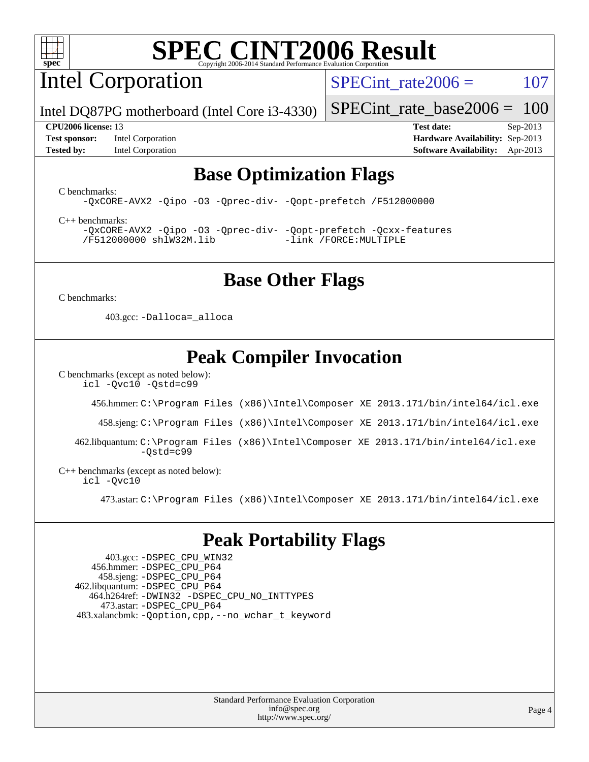# SPEC CINT2006 Result

Copyright 2006-2014 Standard Performance Evaluation Corporation

## Intel Corporation

Intel DQ87PG motherboard (Intel Core i3-4330)

SPECint_rate2006 = 107

SPECint_rate_base2006 = 100

**CPU2006 license:** 13
**Test sponsor:** Intel Corporation
**Tested by:** Intel Corporation

**Test date:** Sep-2013
**Hardware Availability:** Sep-2013
**Software Availability:** Apr-2013

## Base Optimization Flags

C benchmarks:

```
-QxCORE-AVX2 -Qipo -O3 -Qprec-div- -Qopt-prefetch /F512000000
```

C++ benchmarks:

```
-QxCORE-AVX2 -Qipo -O3 -Qprec-div- -Qopt-prefetch -Qcxx-features
/F512000000 shlW32M.lib            -link /FORCE:MULTIPLE
```

## Base Other Flags

C benchmarks:

403.gcc: `-Dalloca=_alloca`

## Peak Compiler Invocation

C benchmarks (except as noted below):

```
icl -Qvc10 -Qstd=c99
```

456.hmmer: `C:\Program Files (x86)\Intel\Composer XE 2013.171/bin/intel64/icl.exe`

458.sjeng: `C:\Program Files (x86)\Intel\Composer XE 2013.171/bin/intel64/icl.exe`

462.libquantum: `C:\Program Files (x86)\Intel\Composer XE 2013.171/bin/intel64/icl.exe -Qstd=c99`

C++ benchmarks (except as noted below):

```
icl -Qvc10
```

473.astar: `C:\Program Files (x86)\Intel\Composer XE 2013.171/bin/intel64/icl.exe`

## Peak Portability Flags

403.gcc: `-DSPEC_CPU_WIN32`
456.hmmer: `-DSPEC_CPU_P64`
458.sjeng: `-DSPEC_CPU_P64`
462.libquantum: `-DSPEC_CPU_P64`
464.h264ref: `-DWIN32 -DSPEC_CPU_NO_INTTYPES`
473.astar: `-DSPEC_CPU_P64`
483.xalancbmk: `-Qoption,cpp,--no_wchar_t_keyword`

Standard Performance Evaluation Corporation
info@spec.org
http://www.spec.org/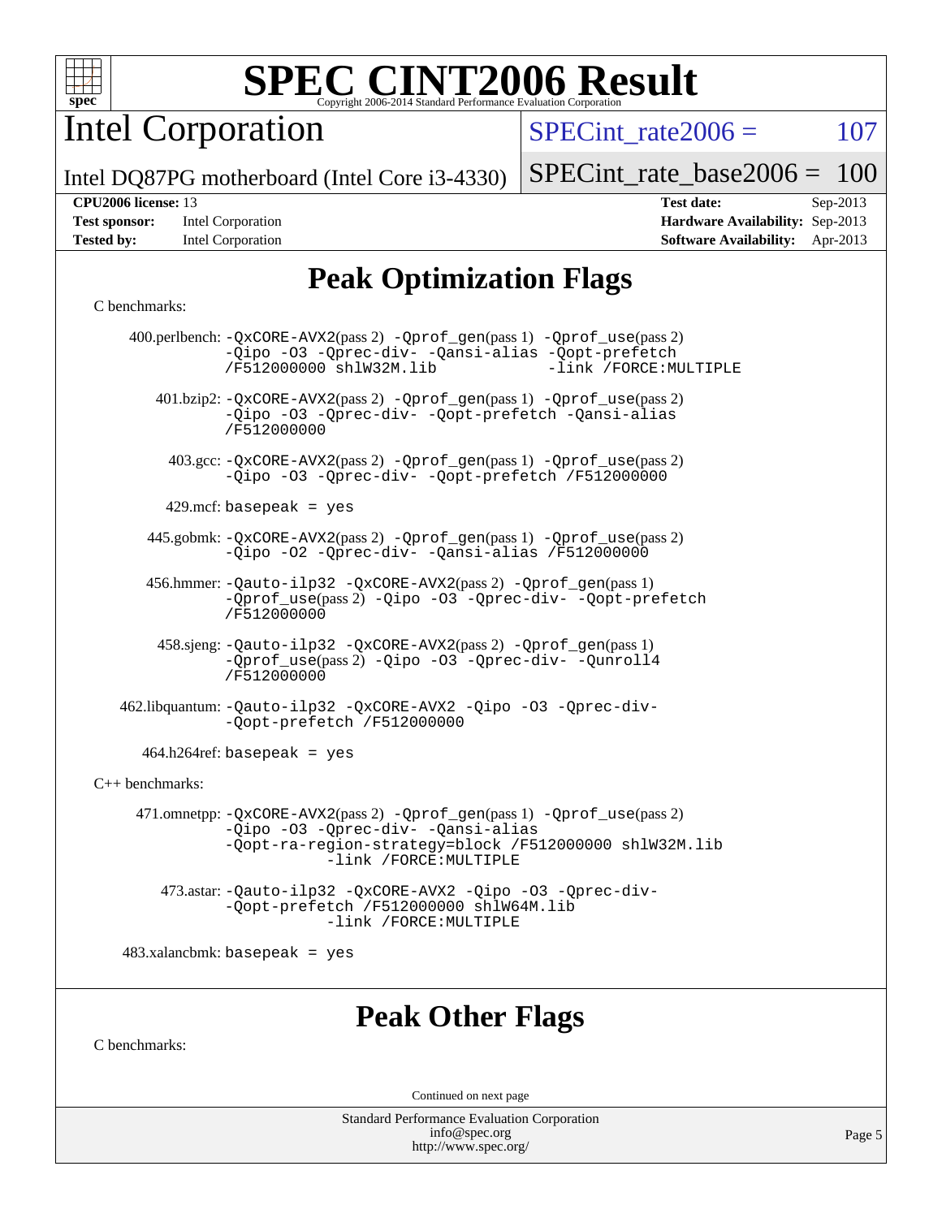# SPEC CINT2006 Result

Intel Corporation

Intel DQ87PG motherboard (Intel Core i3-4330)

SPECint_rate2006 = 107

SPECint_rate_base2006 = 100

**CPU2006 license:** 13
**Test sponsor:** Intel Corporation
**Tested by:** Intel Corporation

**Test date:** Sep-2013
**Hardware Availability:** Sep-2013
**Software Availability:** Apr-2013

## Peak Optimization Flags

C benchmarks:

400.perlbench: -QxCORE-AVX2(pass 2) -Qprof_gen(pass 1) -Qprof_use(pass 2) -Qipo -O3 -Qprec-div- -Qansi-alias -Qopt-prefetch /F512000000 shlW32M.lib -link /FORCE:MULTIPLE

401.bzip2: -QxCORE-AVX2(pass 2) -Qprof_gen(pass 1) -Qprof_use(pass 2) -Qipo -O3 -Qprec-div- -Qopt-prefetch -Qansi-alias /F512000000

403.gcc: -QxCORE-AVX2(pass 2) -Qprof_gen(pass 1) -Qprof_use(pass 2) -Qipo -O3 -Qprec-div- -Qopt-prefetch /F512000000

429.mcf: basepeak = yes

445.gobmk: -QxCORE-AVX2(pass 2) -Qprof_gen(pass 1) -Qprof_use(pass 2) -Qipo -O2 -Qprec-div- -Qansi-alias /F512000000

456.hmmer: -Qauto-ilp32 -QxCORE-AVX2(pass 2) -Qprof_gen(pass 1) -Qprof_use(pass 2) -Qipo -O3 -Qprec-div- -Qopt-prefetch /F512000000

458.sjeng: -Qauto-ilp32 -QxCORE-AVX2(pass 2) -Qprof_gen(pass 1) -Qprof_use(pass 2) -Qipo -O3 -Qprec-div- -Qunroll4 /F512000000

462.libquantum: -Qauto-ilp32 -QxCORE-AVX2 -Qipo -O3 -Qprec-div- -Qopt-prefetch /F512000000

464.h264ref: basepeak = yes

C++ benchmarks:

471.omnetpp: -QxCORE-AVX2(pass 2) -Qprof_gen(pass 1) -Qprof_use(pass 2) -Qipo -O3 -Qprec-div- -Qansi-alias -Qopt-ra-region-strategy=block /F512000000 shlW32M.lib -link /FORCE:MULTIPLE

473.astar: -Qauto-ilp32 -QxCORE-AVX2 -Qipo -O3 -Qprec-div- -Qopt-prefetch /F512000000 shlW64M.lib -link /FORCE:MULTIPLE

483.xalancbmk: basepeak = yes

## Peak Other Flags

C benchmarks:

Continued on next page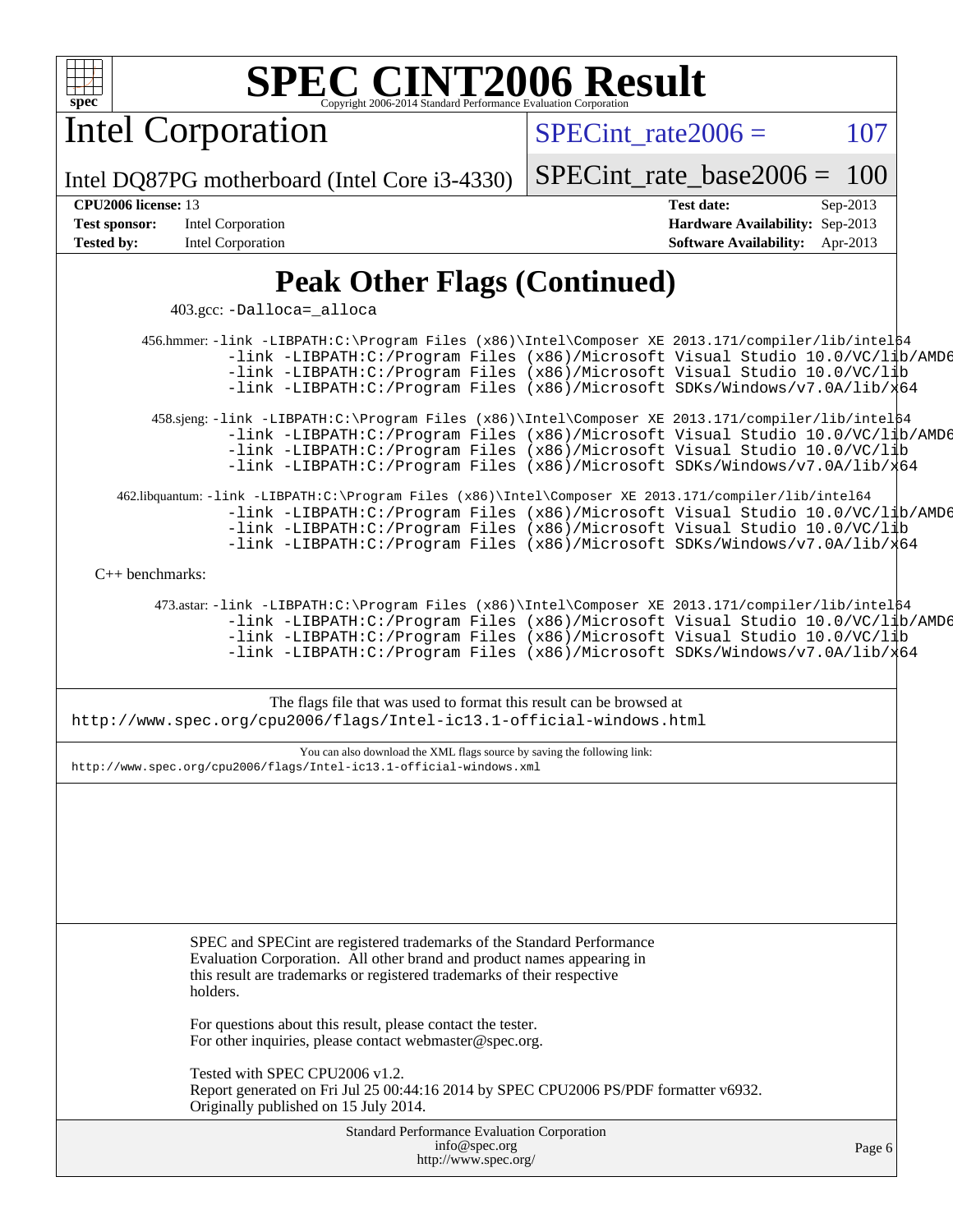# Peak Other Flags (Continued)

403.gcc: -Dalloca=_alloca

456.hmmer: -link -LIBPATH:C:\Program Files (x86)\Intel\Composer XE 2013.171/compiler/lib/intel64
-link -LIBPATH:C:/Program Files (x86)/Microsoft Visual Studio 10.0/VC/lib/AMD64
-link -LIBPATH:C:/Program Files (x86)/Microsoft Visual Studio 10.0/VC/lib
-link -LIBPATH:C:/Program Files (x86)/Microsoft SDKs/Windows/v7.0A/lib/x64

458.sjeng: -link -LIBPATH:C:\Program Files (x86)\Intel\Composer XE 2013.171/compiler/lib/intel64
-link -LIBPATH:C:/Program Files (x86)/Microsoft Visual Studio 10.0/VC/lib/AMD64
-link -LIBPATH:C:/Program Files (x86)/Microsoft Visual Studio 10.0/VC/lib
-link -LIBPATH:C:/Program Files (x86)/Microsoft SDKs/Windows/v7.0A/lib/x64

462.libquantum: -link -LIBPATH:C:\Program Files (x86)\Intel\Composer XE 2013.171/compiler/lib/intel64
-link -LIBPATH:C:/Program Files (x86)/Microsoft Visual Studio 10.0/VC/lib/AMD64
-link -LIBPATH:C:/Program Files (x86)/Microsoft Visual Studio 10.0/VC/lib
-link -LIBPATH:C:/Program Files (x86)/Microsoft SDKs/Windows/v7.0A/lib/x64

C++ benchmarks:

473.astar: -link -LIBPATH:C:\Program Files (x86)\Intel\Composer XE 2013.171/compiler/lib/intel64
-link -LIBPATH:C:/Program Files (x86)/Microsoft Visual Studio 10.0/VC/lib/AMD64
-link -LIBPATH:C:/Program Files (x86)/Microsoft Visual Studio 10.0/VC/lib
-link -LIBPATH:C:/Program Files (x86)/Microsoft SDKs/Windows/v7.0A/lib/x64

The flags file that was used to format this result can be browsed at
http://www.spec.org/cpu2006/flags/Intel-ic13.1-official-windows.html

You can also download the XML flags source by saving the following link:
http://www.spec.org/cpu2006/flags/Intel-ic13.1-official-windows.xml

SPEC and SPECint are registered trademarks of the Standard Performance Evaluation Corporation. All other brand and product names appearing in this result are trademarks or registered trademarks of their respective holders.

For questions about this result, please contact the tester.
For other inquiries, please contact webmaster@spec.org.

Tested with SPEC CPU2006 v1.2.
Report generated on Fri Jul 25 00:44:16 2014 by SPEC CPU2006 PS/PDF formatter v6932.
Originally published on 15 July 2014.